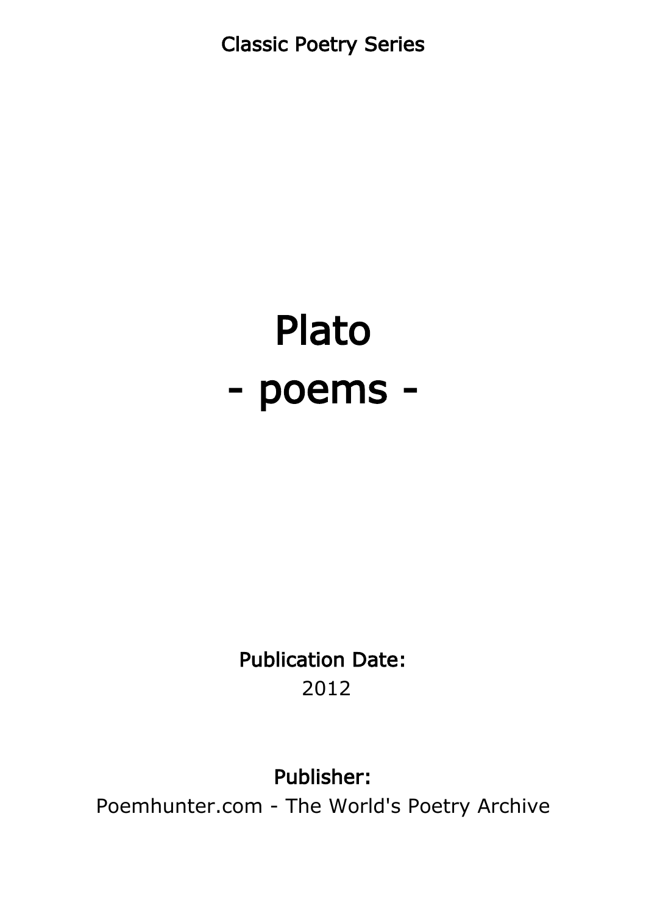Classic Poetry Series

# Plato
# - poems -

**Publication Date:**
2012

**Publisher:**
Poemhunter.com - The World's Poetry Archive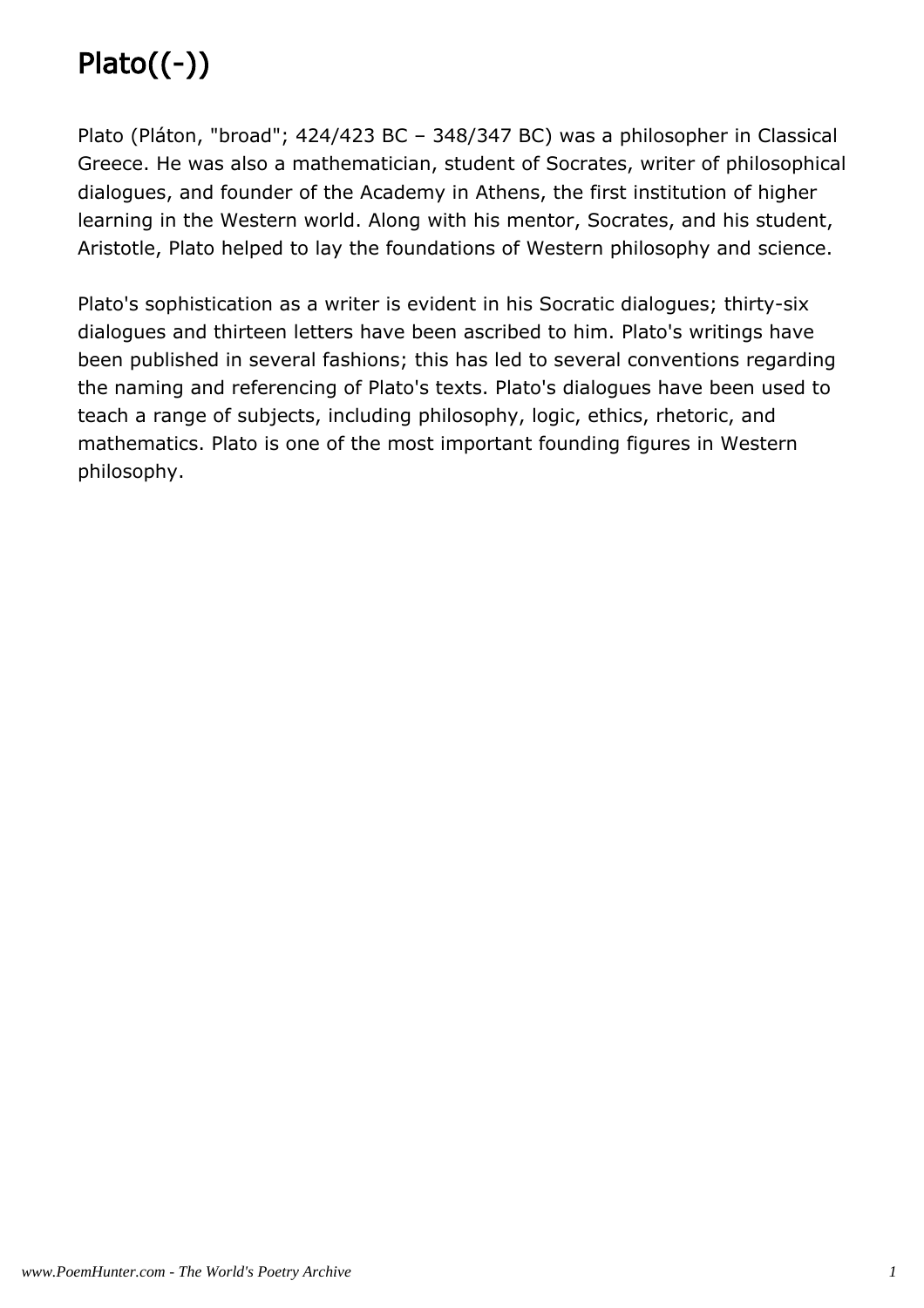# Plato((-))

Plato (Pláton, "broad"; 424/423 BC – 348/347 BC) was a philosopher in Classical Greece. He was also a mathematician, student of Socrates, writer of philosophical dialogues, and founder of the Academy in Athens, the first institution of higher learning in the Western world. Along with his mentor, Socrates, and his student, Aristotle, Plato helped to lay the foundations of Western philosophy and science.

Plato's sophistication as a writer is evident in his Socratic dialogues; thirty-six dialogues and thirteen letters have been ascribed to him. Plato's writings have been published in several fashions; this has led to several conventions regarding the naming and referencing of Plato's texts. Plato's dialogues have been used to teach a range of subjects, including philosophy, logic, ethics, rhetoric, and mathematics. Plato is one of the most important founding figures in Western philosophy.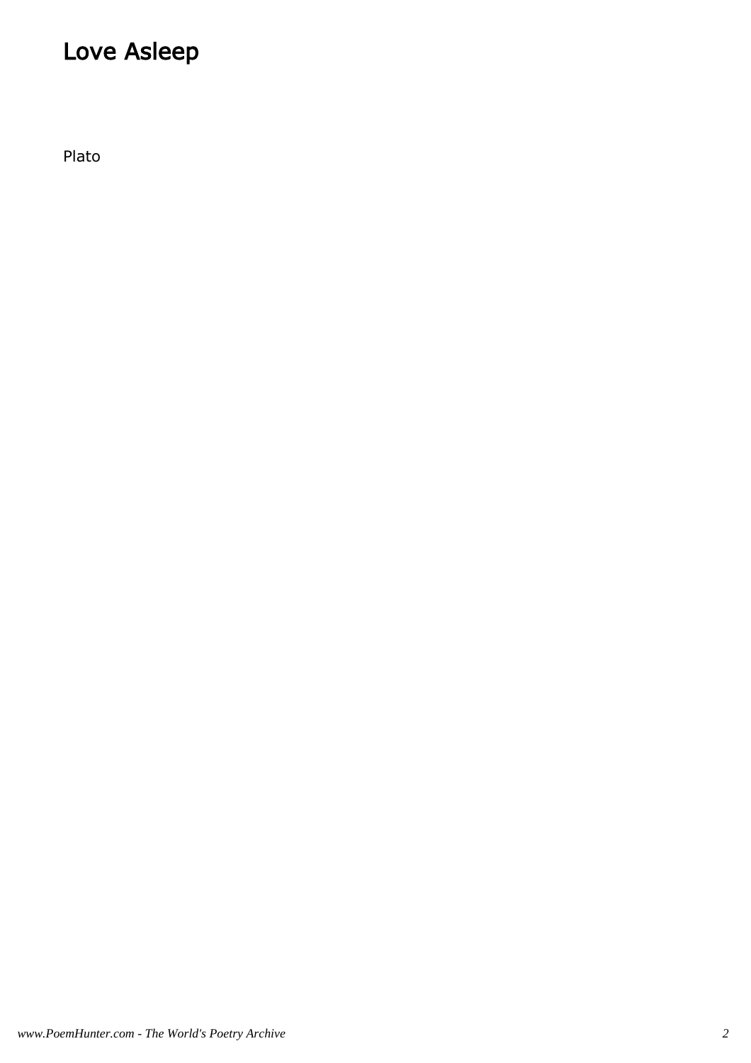# Love Asleep

Plato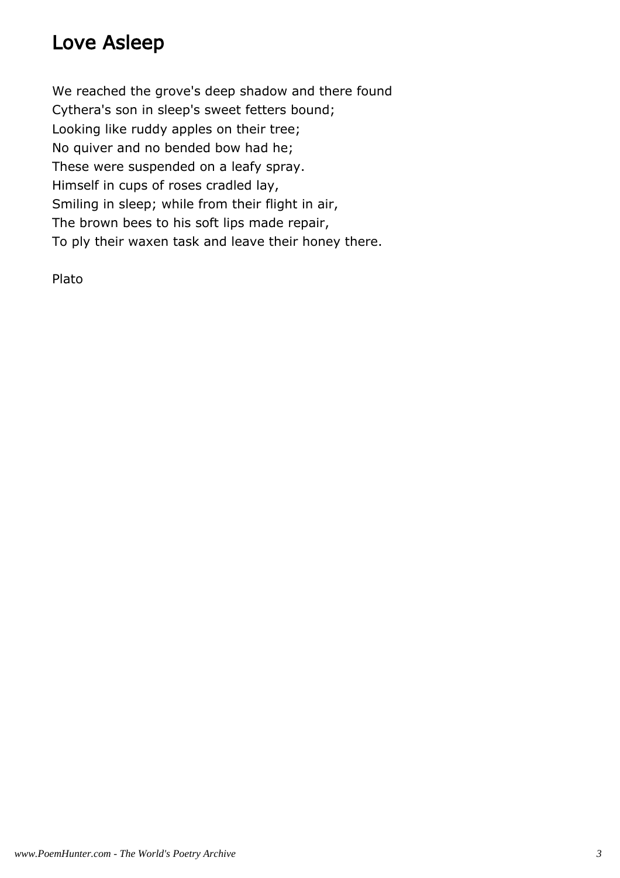# Love Asleep

We reached the grove's deep shadow and there found
Cythera's son in sleep's sweet fetters bound;
Looking like ruddy apples on their tree;
No quiver and no bended bow had he;
These were suspended on a leafy spray.
Himself in cups of roses cradled lay,
Smiling in sleep; while from their flight in air,
The brown bees to his soft lips made repair,
To ply their waxen task and leave their honey there.

Plato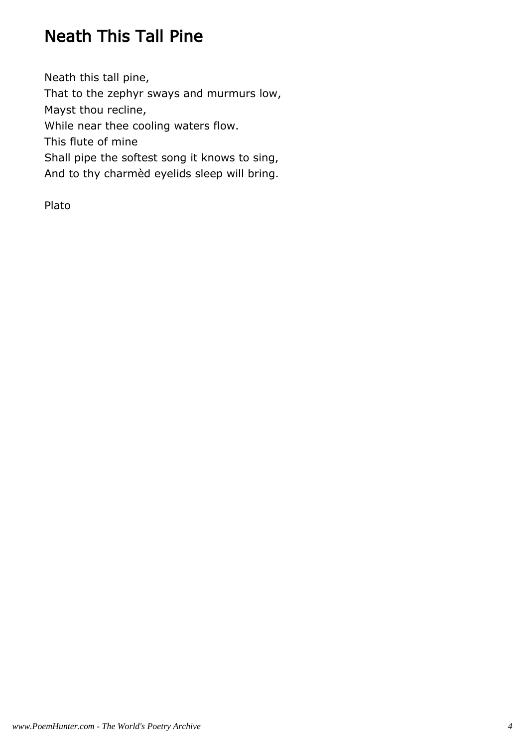# Neath This Tall Pine

Neath this tall pine,  
That to the zephyr sways and murmurs low,  
Mayst thou recline,  
While near thee cooling waters flow.  
This flute of mine  
Shall pipe the softest song it knows to sing,  
And to thy charmèd eyelids sleep will bring.

Plato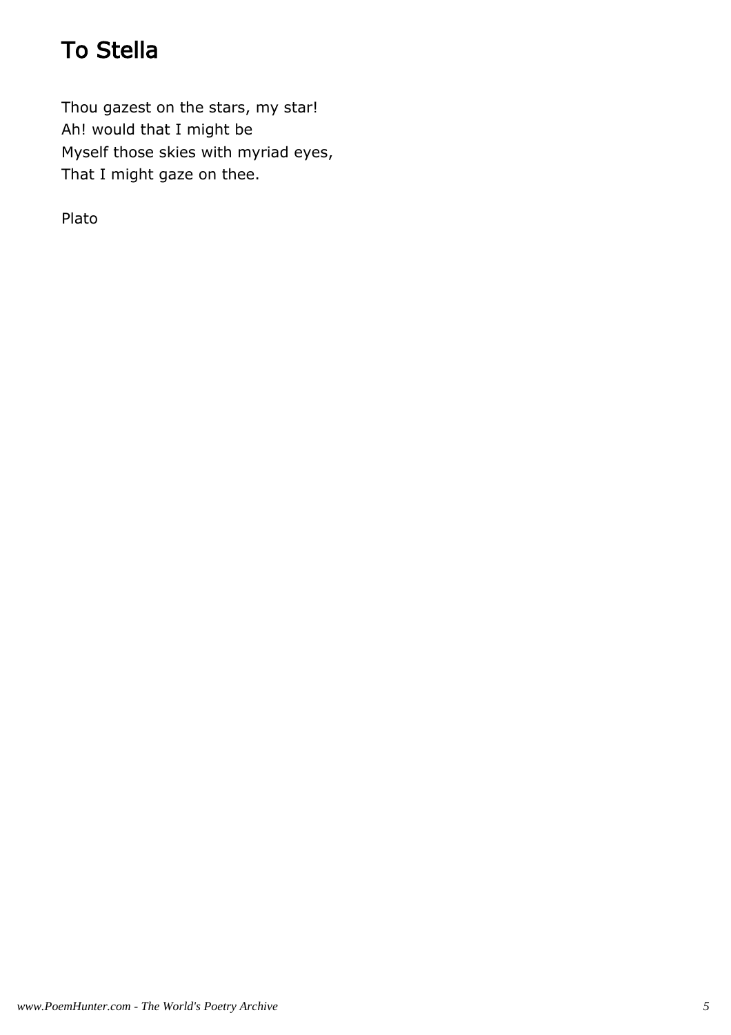# To Stella

Thou gazest on the stars, my star!
Ah! would that I might be
Myself those skies with myriad eyes,
That I might gaze on thee.

Plato